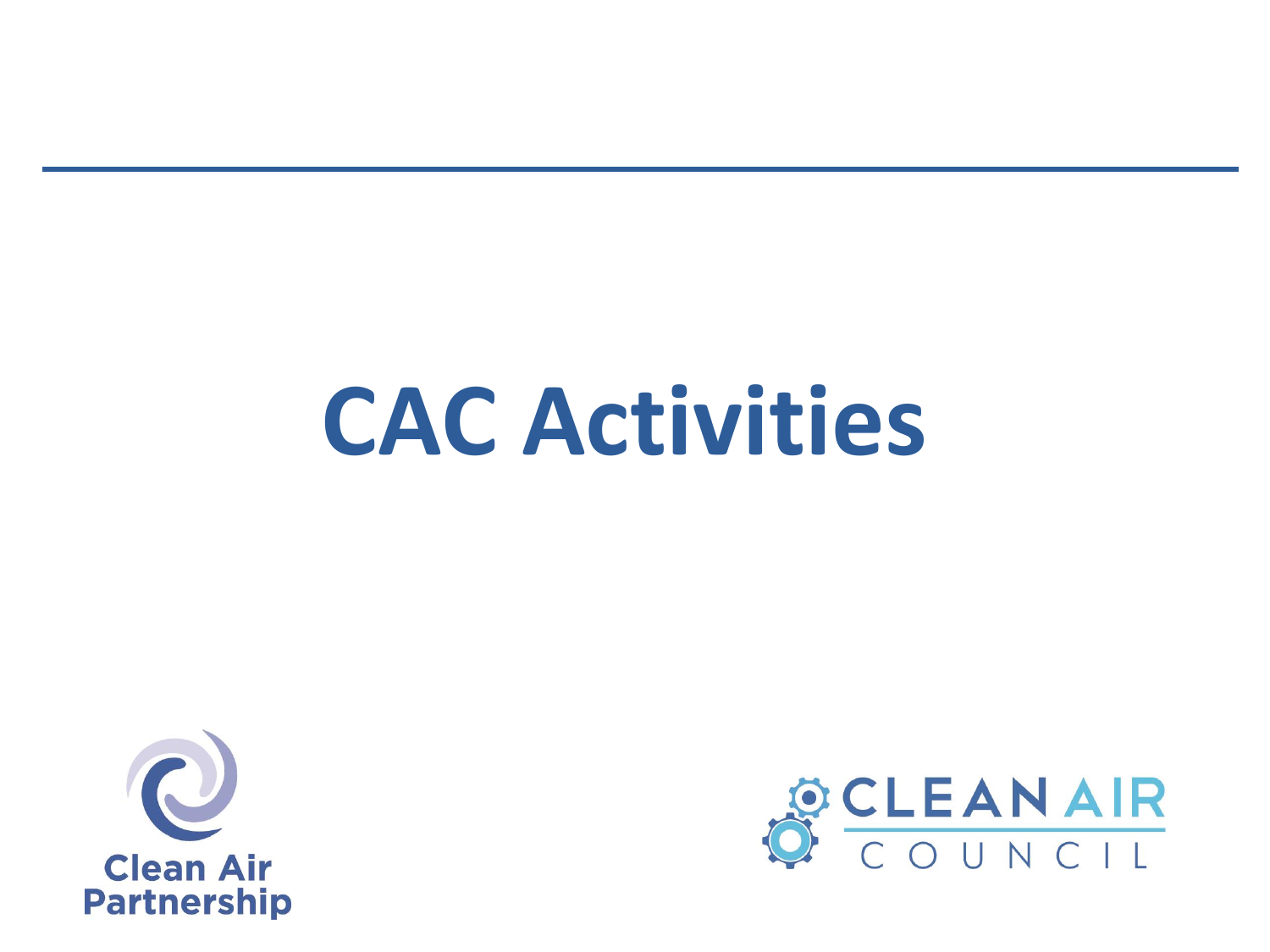# CAC Activities

Clean Air Partnership

CLEAN AIR COUNCIL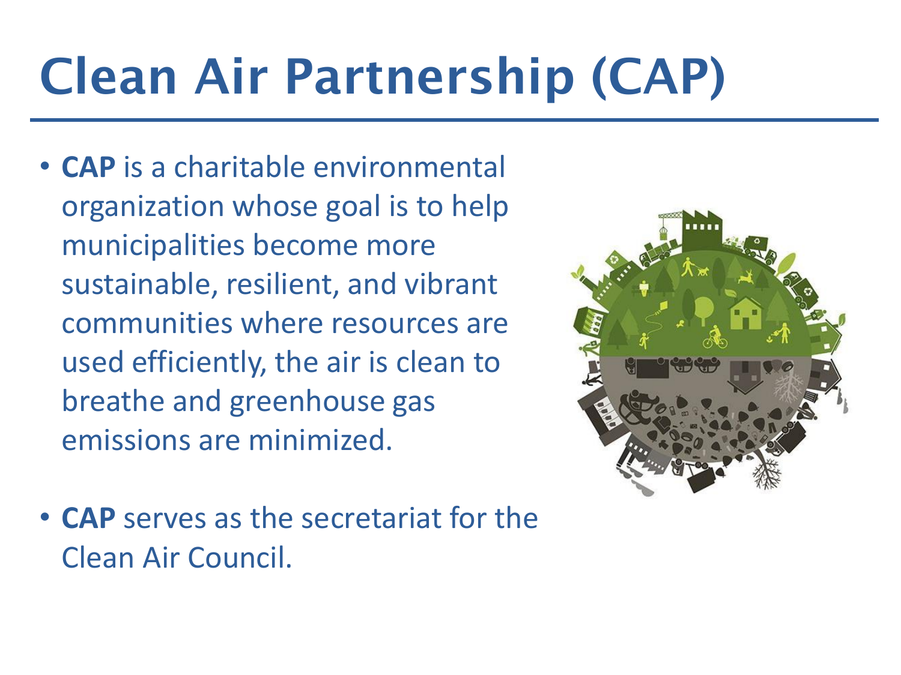# Clean Air Partnership (CAP)

- **CAP** is a charitable environmental organization whose goal is to help municipalities become more sustainable, resilient, and vibrant communities where resources are used efficiently, the air is clean to breathe and greenhouse gas emissions are minimized.
- **CAP** serves as the secretariat for the Clean Air Council.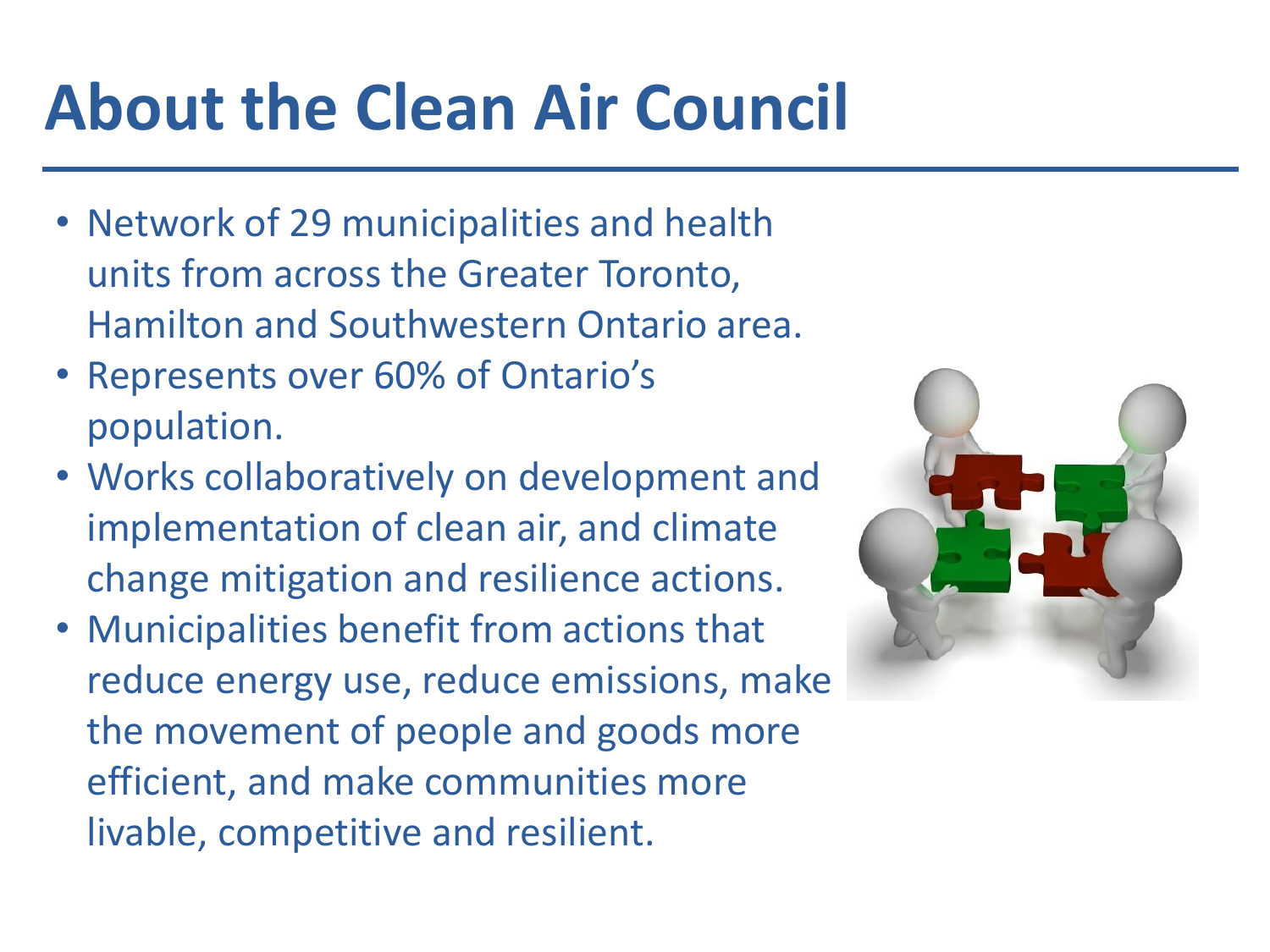# About the Clean Air Council

- Network of 29 municipalities and health units from across the Greater Toronto, Hamilton and Southwestern Ontario area.
- Represents over 60% of Ontario's population.
- Works collaboratively on development and implementation of clean air, and climate change mitigation and resilience actions.
- Municipalities benefit from actions that reduce energy use, reduce emissions, make the movement of people and goods more efficient, and make communities more livable, competitive and resilient.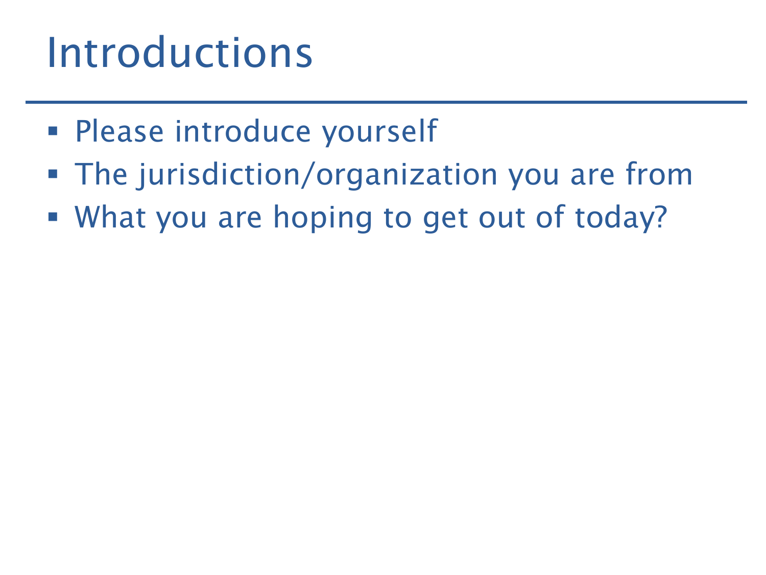# Introductions

- Please introduce yourself
- The jurisdiction/organization you are from
- What you are hoping to get out of today?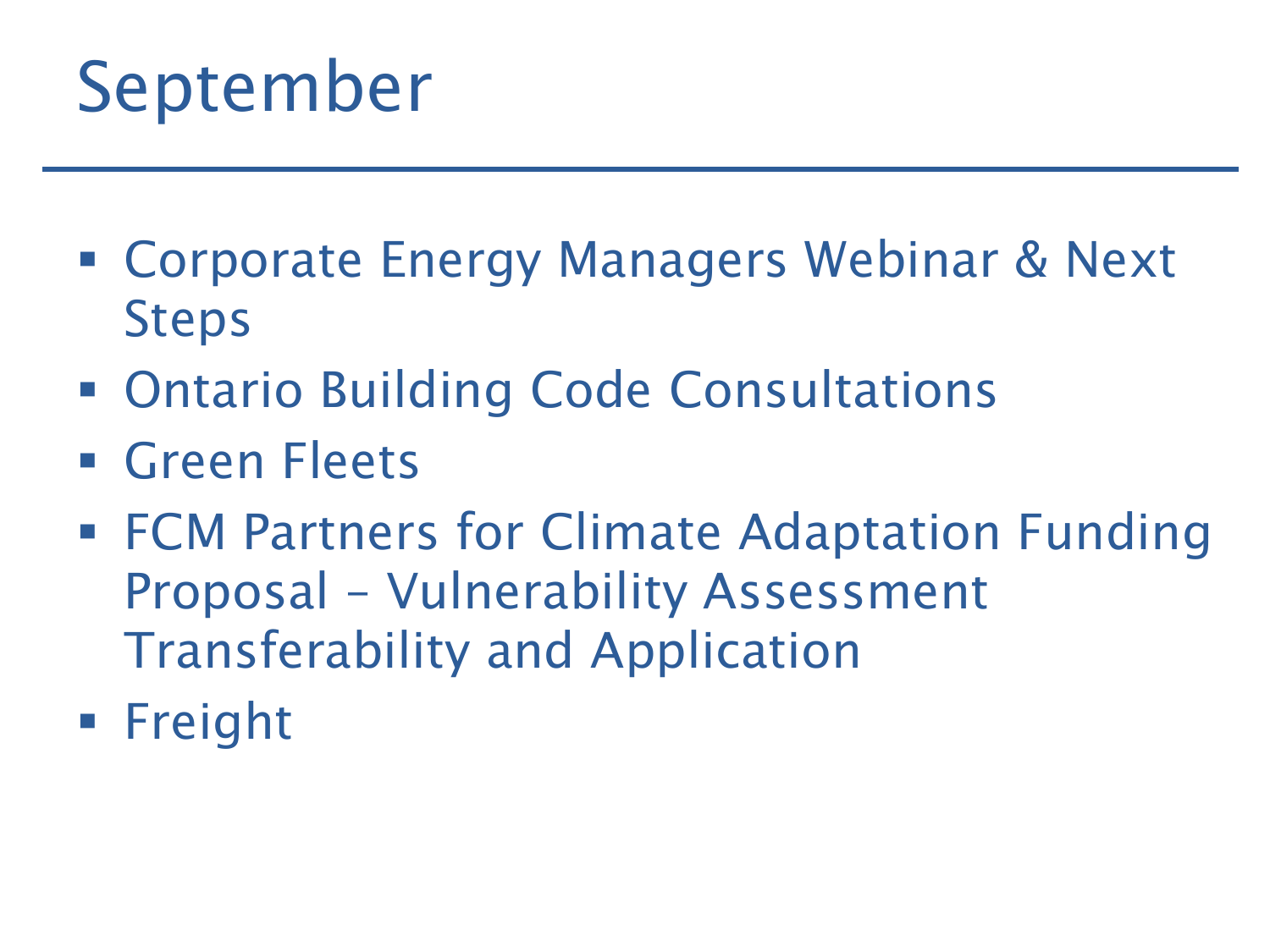# September

- Corporate Energy Managers Webinar & Next Steps
- Ontario Building Code Consultations
- Green Fleets
- FCM Partners for Climate Adaptation Funding Proposal – Vulnerability Assessment Transferability and Application
- Freight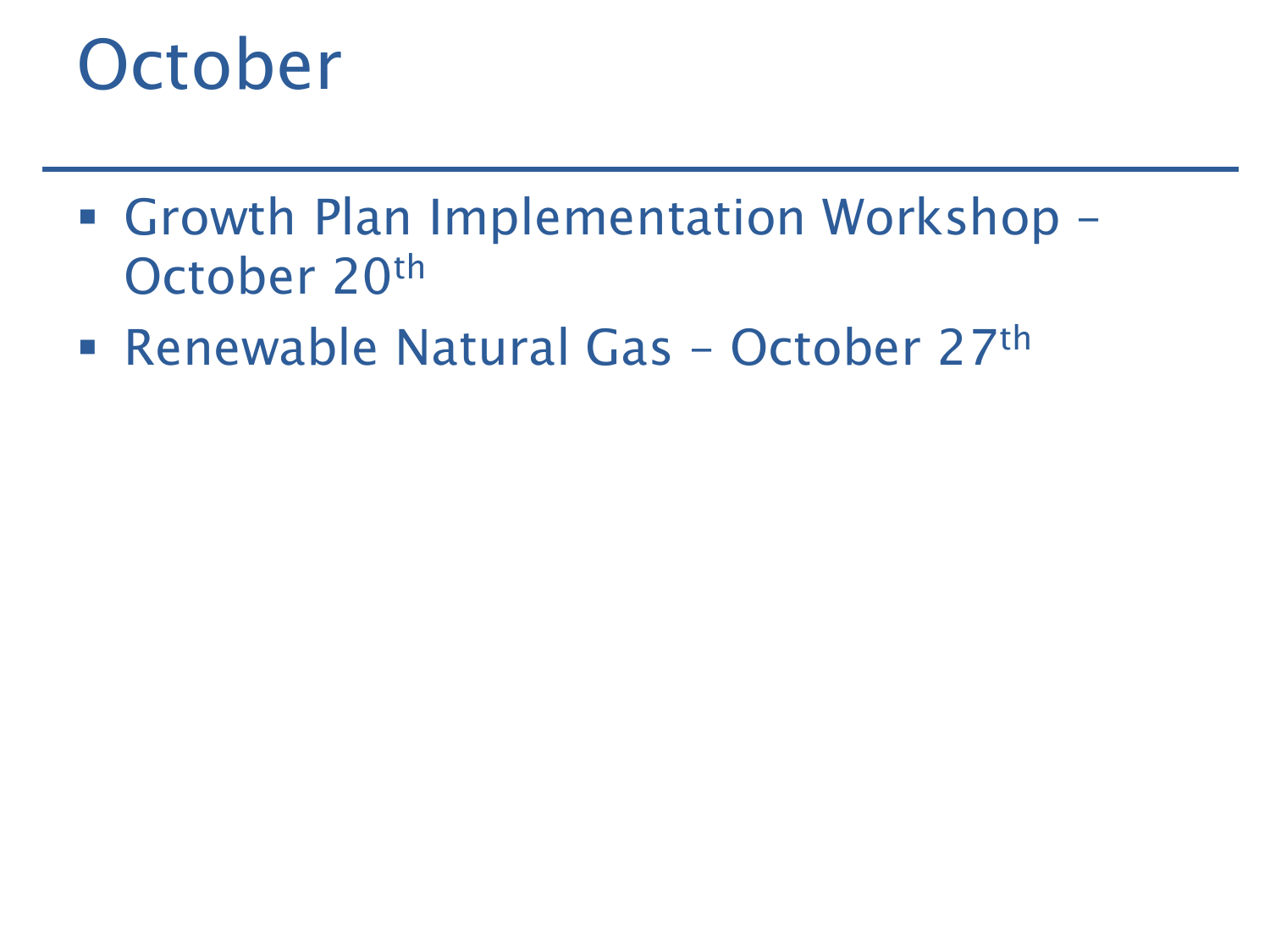# October

- Growth Plan Implementation Workshop – October 20th
- Renewable Natural Gas – October 27th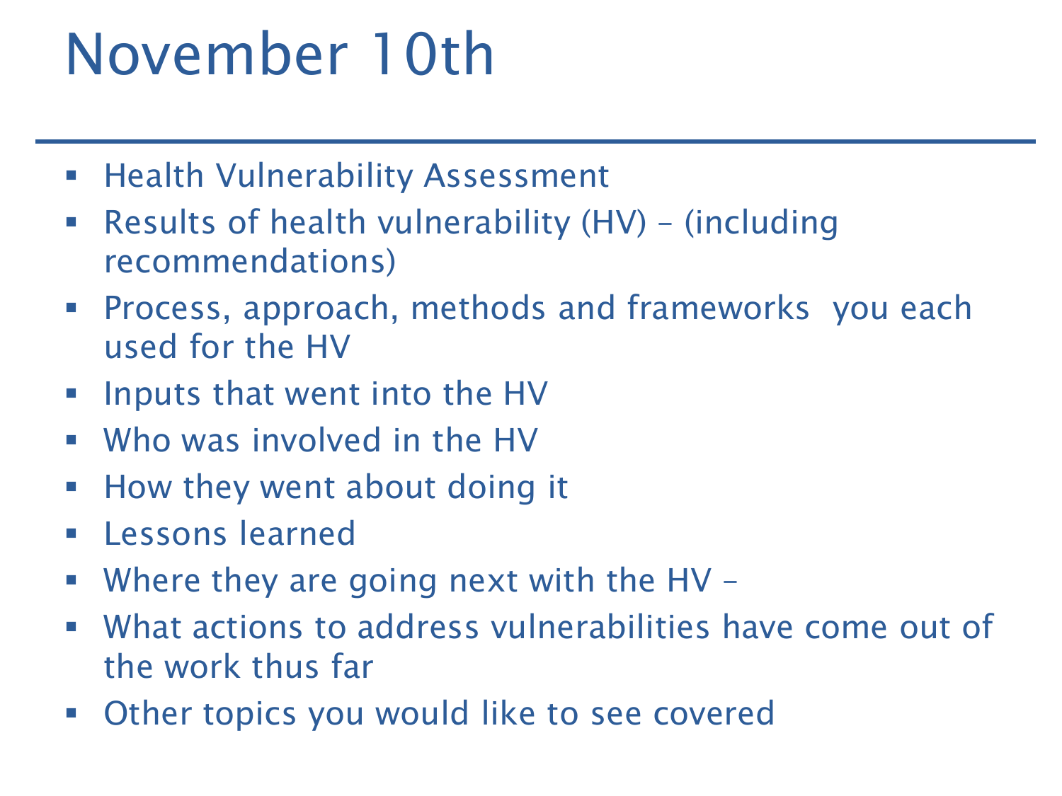# November 10th

- Health Vulnerability Assessment
- Results of health vulnerability (HV) – (including recommendations)
- Process, approach, methods and frameworks you each used for the HV
- Inputs that went into the HV
- Who was involved in the HV
- How they went about doing it
- Lessons learned
- Where they are going next with the HV –
- What actions to address vulnerabilities have come out of the work thus far
- Other topics you would like to see covered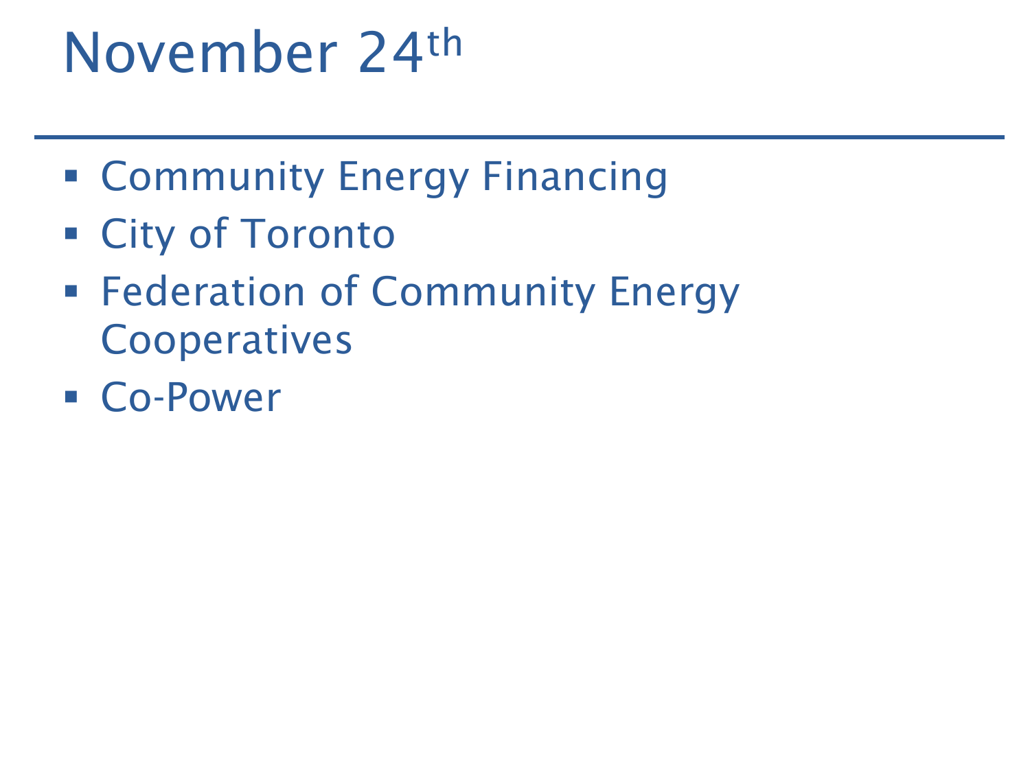# November 24th

- Community Energy Financing
- City of Toronto
- Federation of Community Energy Cooperatives
- Co-Power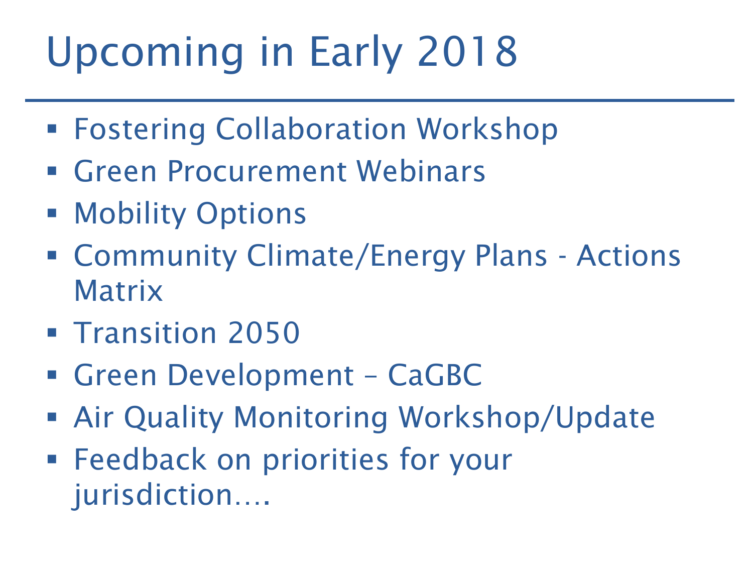# Upcoming in Early 2018

- Fostering Collaboration Workshop
- Green Procurement Webinars
- Mobility Options
- Community Climate/Energy Plans - Actions Matrix
- Transition 2050
- Green Development – CaGBC
- Air Quality Monitoring Workshop/Update
- Feedback on priorities for your jurisdiction….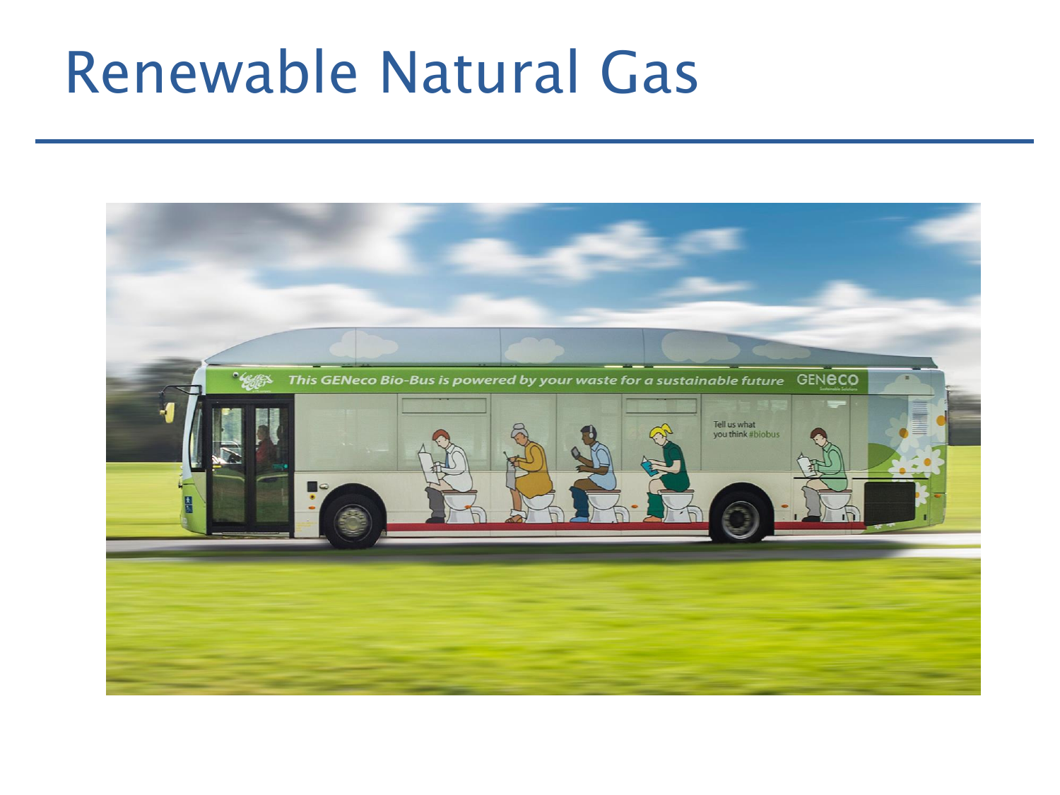# Renewable Natural Gas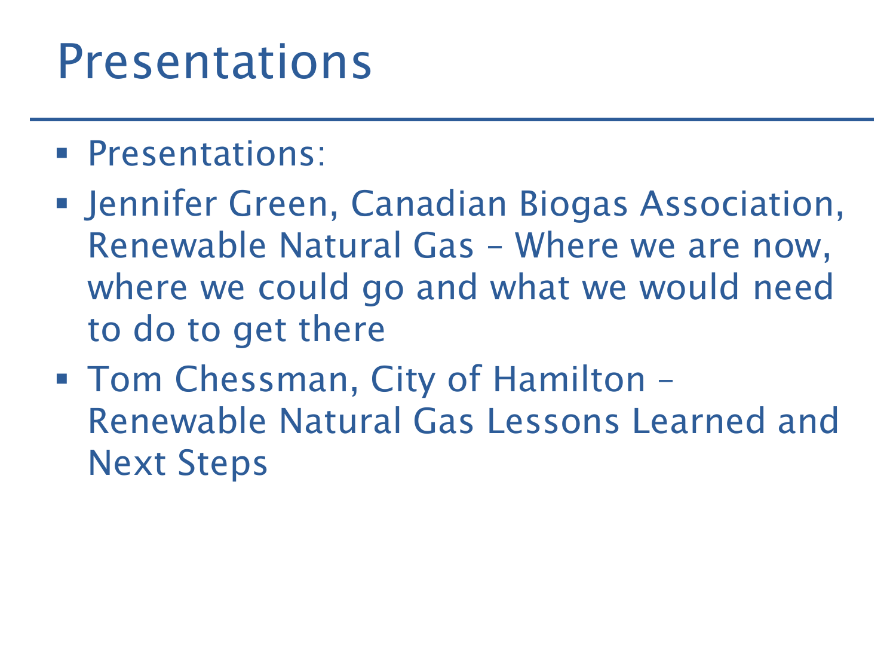# Presentations

- Presentations:
- Jennifer Green, Canadian Biogas Association, Renewable Natural Gas – Where we are now, where we could go and what we would need to do to get there
- Tom Chessman, City of Hamilton – Renewable Natural Gas Lessons Learned and Next Steps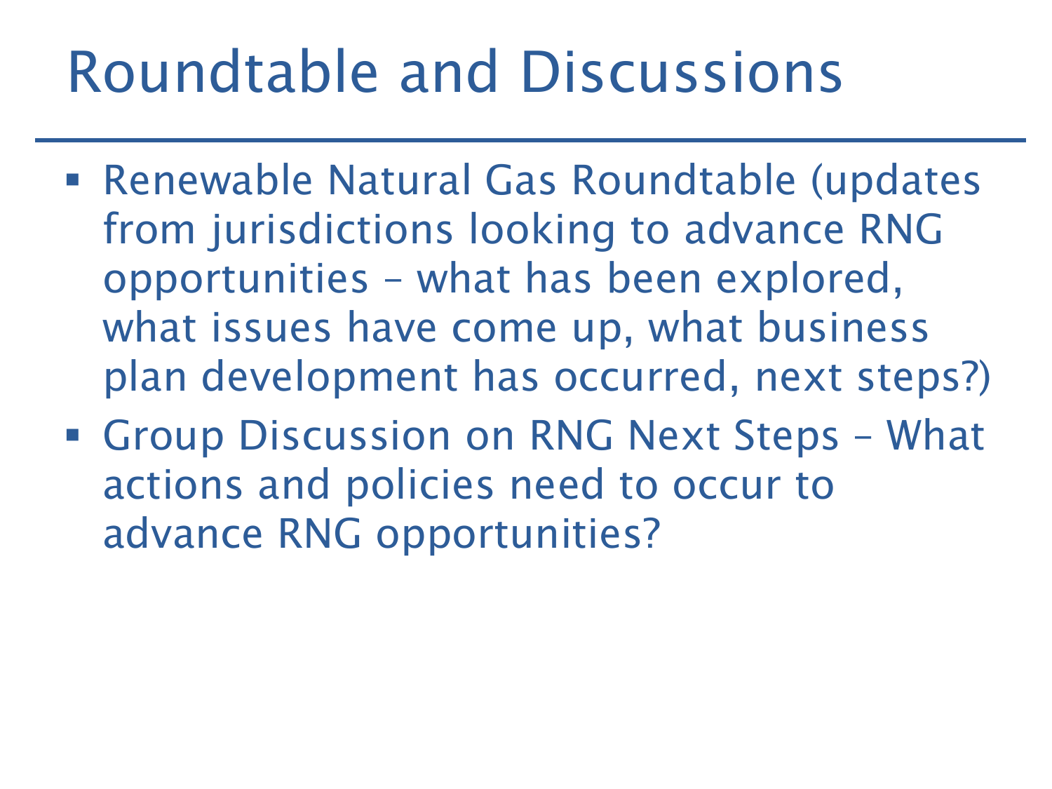# Roundtable and Discussions

- Renewable Natural Gas Roundtable (updates from jurisdictions looking to advance RNG opportunities – what has been explored, what issues have come up, what business plan development has occurred, next steps?)
- Group Discussion on RNG Next Steps – What actions and policies need to occur to advance RNG opportunities?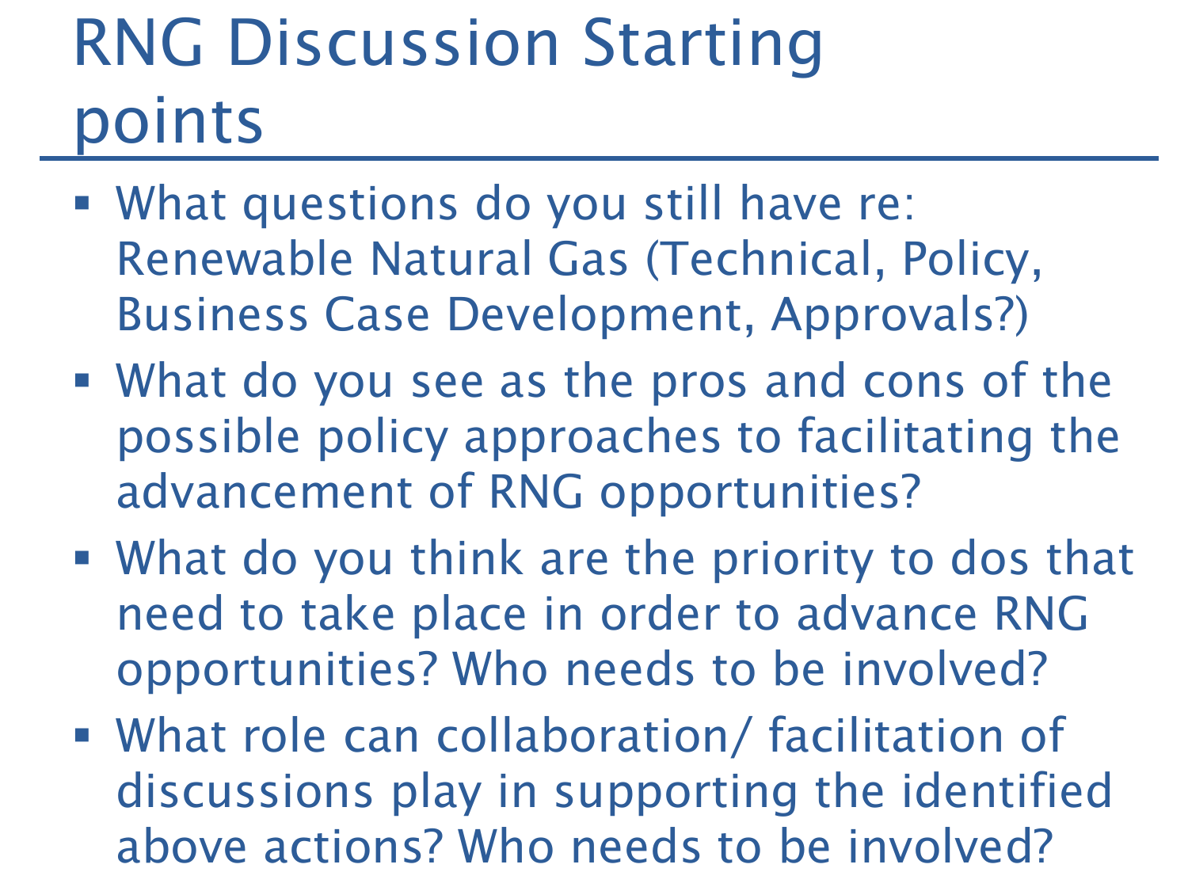# RNG Discussion Starting points

- What questions do you still have re: Renewable Natural Gas (Technical, Policy, Business Case Development, Approvals?)
- What do you see as the pros and cons of the possible policy approaches to facilitating the advancement of RNG opportunities?
- What do you think are the priority to dos that need to take place in order to advance RNG opportunities? Who needs to be involved?
- What role can collaboration/ facilitation of discussions play in supporting the identified above actions? Who needs to be involved?